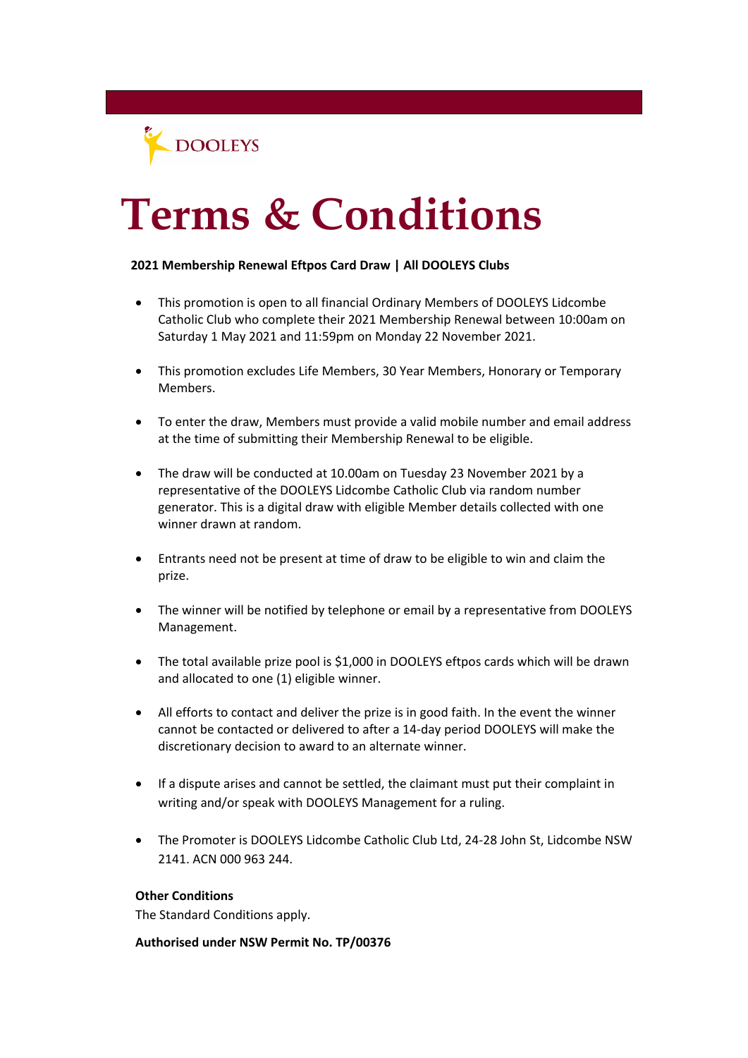DOOLEYS

# Terms & Conditions

**2021 Membership Renewal Eftpos Card Draw | All DOOLEYS Clubs**

- This promotion is open to all financial Ordinary Members of DOOLEYS Lidcombe Catholic Club who complete their 2021 Membership Renewal between 10:00am on Saturday 1 May 2021 and 11:59pm on Monday 22 November 2021.
- This promotion excludes Life Members, 30 Year Members, Honorary or Temporary Members.
- To enter the draw, Members must provide a valid mobile number and email address at the time of submitting their Membership Renewal to be eligible.
- The draw will be conducted at 10.00am on Tuesday 23 November 2021 by a representative of the DOOLEYS Lidcombe Catholic Club via random number generator. This is a digital draw with eligible Member details collected with one winner drawn at random.
- Entrants need not be present at time of draw to be eligible to win and claim the prize.
- The winner will be notified by telephone or email by a representative from DOOLEYS Management.
- The total available prize pool is $1,000 in DOOLEYS eftpos cards which will be drawn and allocated to one (1) eligible winner.
- All efforts to contact and deliver the prize is in good faith. In the event the winner cannot be contacted or delivered to after a 14-day period DOOLEYS will make the discretionary decision to award to an alternate winner.
- If a dispute arises and cannot be settled, the claimant must put their complaint in writing and/or speak with DOOLEYS Management for a ruling.
- The Promoter is DOOLEYS Lidcombe Catholic Club Ltd, 24-28 John St, Lidcombe NSW 2141. ACN 000 963 244.

**Other Conditions**

The Standard Conditions apply.

**Authorised under NSW Permit No. TP/00376**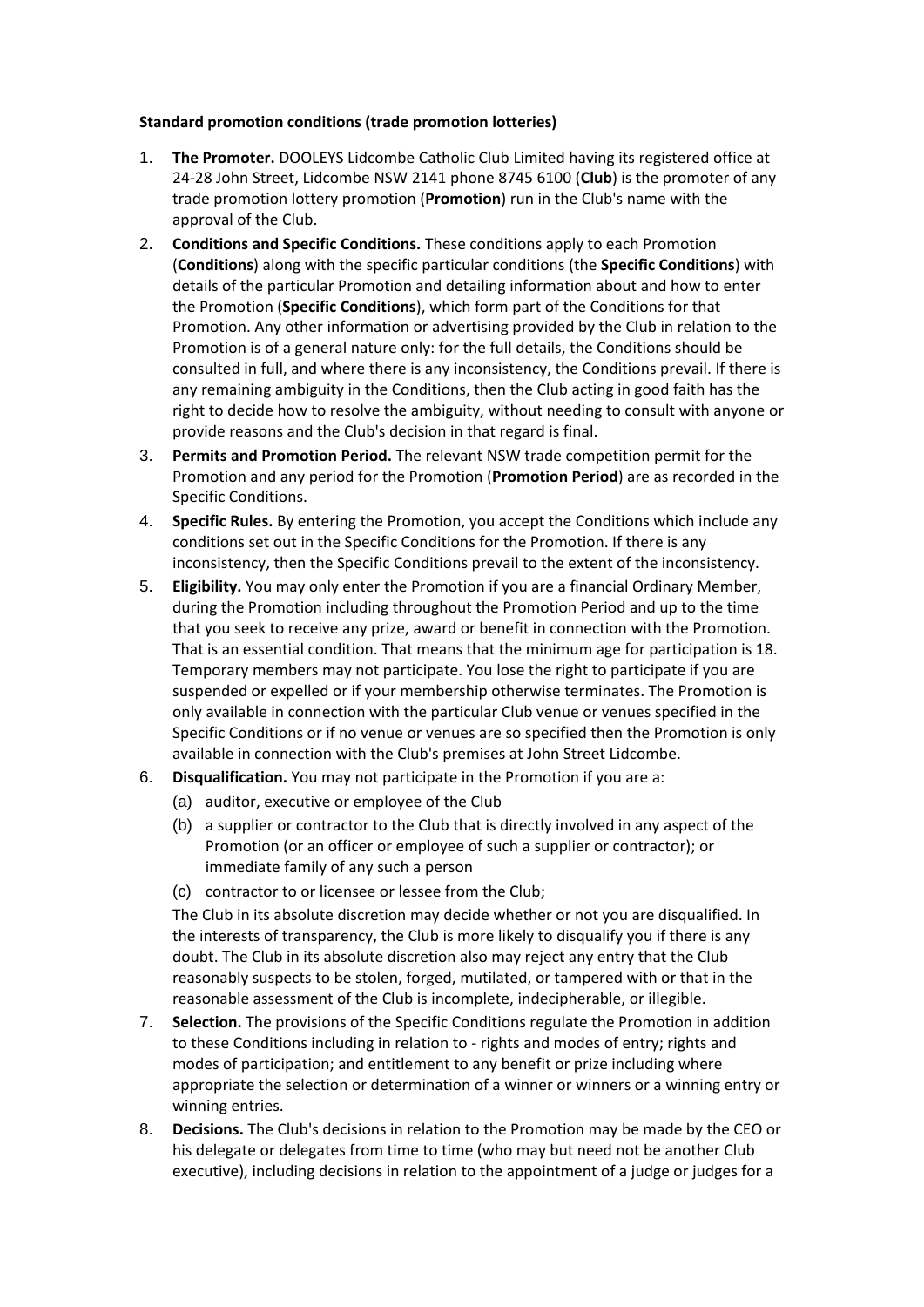**Standard promotion conditions (trade promotion lotteries)**

1. **The Promoter.** DOOLEYS Lidcombe Catholic Club Limited having its registered office at 24-28 John Street, Lidcombe NSW 2141 phone 8745 6100 (**Club**) is the promoter of any trade promotion lottery promotion (**Promotion**) run in the Club's name with the approval of the Club.
2. **Conditions and Specific Conditions.** These conditions apply to each Promotion (**Conditions**) along with the specific particular conditions (the **Specific Conditions**) with details of the particular Promotion and detailing information about and how to enter the Promotion (**Specific Conditions**), which form part of the Conditions for that Promotion. Any other information or advertising provided by the Club in relation to the Promotion is of a general nature only: for the full details, the Conditions should be consulted in full, and where there is any inconsistency, the Conditions prevail. If there is any remaining ambiguity in the Conditions, then the Club acting in good faith has the right to decide how to resolve the ambiguity, without needing to consult with anyone or provide reasons and the Club's decision in that regard is final.
3. **Permits and Promotion Period.** The relevant NSW trade competition permit for the Promotion and any period for the Promotion (**Promotion Period**) are as recorded in the Specific Conditions.
4. **Specific Rules.** By entering the Promotion, you accept the Conditions which include any conditions set out in the Specific Conditions for the Promotion. If there is any inconsistency, then the Specific Conditions prevail to the extent of the inconsistency.
5. **Eligibility.** You may only enter the Promotion if you are a financial Ordinary Member, during the Promotion including throughout the Promotion Period and up to the time that you seek to receive any prize, award or benefit in connection with the Promotion. That is an essential condition. That means that the minimum age for participation is 18. Temporary members may not participate. You lose the right to participate if you are suspended or expelled or if your membership otherwise terminates. The Promotion is only available in connection with the particular Club venue or venues specified in the Specific Conditions or if no venue or venues are so specified then the Promotion is only available in connection with the Club's premises at John Street Lidcombe.
6. **Disqualification.** You may not participate in the Promotion if you are a:
   (a) auditor, executive or employee of the Club
   (b) a supplier or contractor to the Club that is directly involved in any aspect of the Promotion (or an officer or employee of such a supplier or contractor); or immediate family of any such a person
   (c) contractor to or licensee or lessee from the Club;

   The Club in its absolute discretion may decide whether or not you are disqualified. In the interests of transparency, the Club is more likely to disqualify you if there is any doubt. The Club in its absolute discretion also may reject any entry that the Club reasonably suspects to be stolen, forged, mutilated, or tampered with or that in the reasonable assessment of the Club is incomplete, indecipherable, or illegible.
7. **Selection.** The provisions of the Specific Conditions regulate the Promotion in addition to these Conditions including in relation to - rights and modes of entry; rights and modes of participation; and entitlement to any benefit or prize including where appropriate the selection or determination of a winner or winners or a winning entry or winning entries.
8. **Decisions.** The Club's decisions in relation to the Promotion may be made by the CEO or his delegate or delegates from time to time (who may but need not be another Club executive), including decisions in relation to the appointment of a judge or judges for a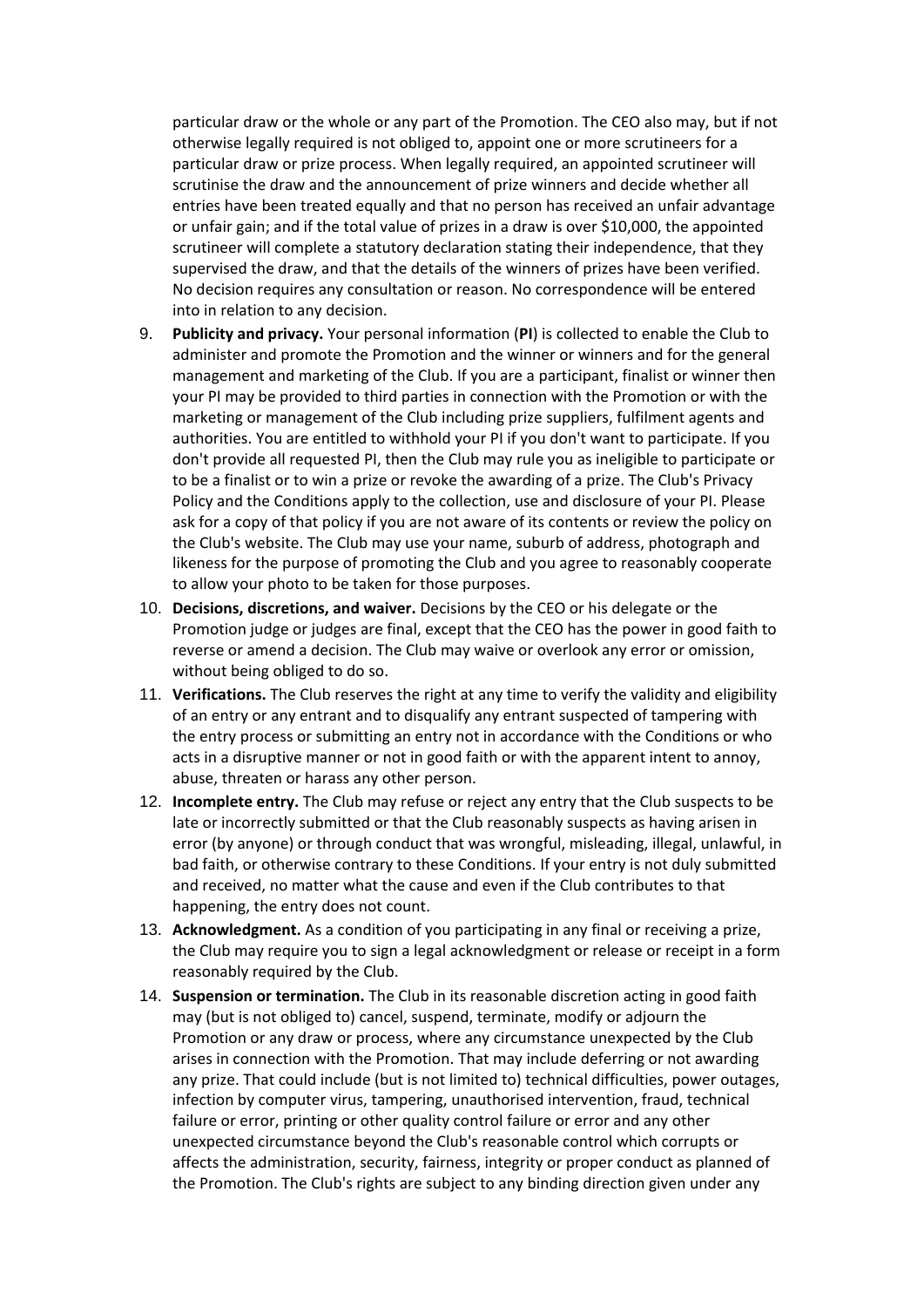particular draw or the whole or any part of the Promotion. The CEO also may, but if not otherwise legally required is not obliged to, appoint one or more scrutineers for a particular draw or prize process. When legally required, an appointed scrutineer will scrutinise the draw and the announcement of prize winners and decide whether all entries have been treated equally and that no person has received an unfair advantage or unfair gain; and if the total value of prizes in a draw is over $10,000, the appointed scrutineer will complete a statutory declaration stating their independence, that they supervised the draw, and that the details of the winners of prizes have been verified. No decision requires any consultation or reason. No correspondence will be entered into in relation to any decision.

9. **Publicity and privacy.** Your personal information (**PI**) is collected to enable the Club to administer and promote the Promotion and the winner or winners and for the general management and marketing of the Club. If you are a participant, finalist or winner then your PI may be provided to third parties in connection with the Promotion or with the marketing or management of the Club including prize suppliers, fulfilment agents and authorities. You are entitled to withhold your PI if you don't want to participate. If you don't provide all requested PI, then the Club may rule you as ineligible to participate or to be a finalist or to win a prize or revoke the awarding of a prize. The Club's Privacy Policy and the Conditions apply to the collection, use and disclosure of your PI. Please ask for a copy of that policy if you are not aware of its contents or review the policy on the Club's website. The Club may use your name, suburb of address, photograph and likeness for the purpose of promoting the Club and you agree to reasonably cooperate to allow your photo to be taken for those purposes.
10. **Decisions, discretions, and waiver.** Decisions by the CEO or his delegate or the Promotion judge or judges are final, except that the CEO has the power in good faith to reverse or amend a decision. The Club may waive or overlook any error or omission, without being obliged to do so.
11. **Verifications.** The Club reserves the right at any time to verify the validity and eligibility of an entry or any entrant and to disqualify any entrant suspected of tampering with the entry process or submitting an entry not in accordance with the Conditions or who acts in a disruptive manner or not in good faith or with the apparent intent to annoy, abuse, threaten or harass any other person.
12. **Incomplete entry.** The Club may refuse or reject any entry that the Club suspects to be late or incorrectly submitted or that the Club reasonably suspects as having arisen in error (by anyone) or through conduct that was wrongful, misleading, illegal, unlawful, in bad faith, or otherwise contrary to these Conditions. If your entry is not duly submitted and received, no matter what the cause and even if the Club contributes to that happening, the entry does not count.
13. **Acknowledgment.** As a condition of you participating in any final or receiving a prize, the Club may require you to sign a legal acknowledgment or release or receipt in a form reasonably required by the Club.
14. **Suspension or termination.** The Club in its reasonable discretion acting in good faith may (but is not obliged to) cancel, suspend, terminate, modify or adjourn the Promotion or any draw or process, where any circumstance unexpected by the Club arises in connection with the Promotion. That may include deferring or not awarding any prize. That could include (but is not limited to) technical difficulties, power outages, infection by computer virus, tampering, unauthorised intervention, fraud, technical failure or error, printing or other quality control failure or error and any other unexpected circumstance beyond the Club's reasonable control which corrupts or affects the administration, security, fairness, integrity or proper conduct as planned of the Promotion. The Club's rights are subject to any binding direction given under any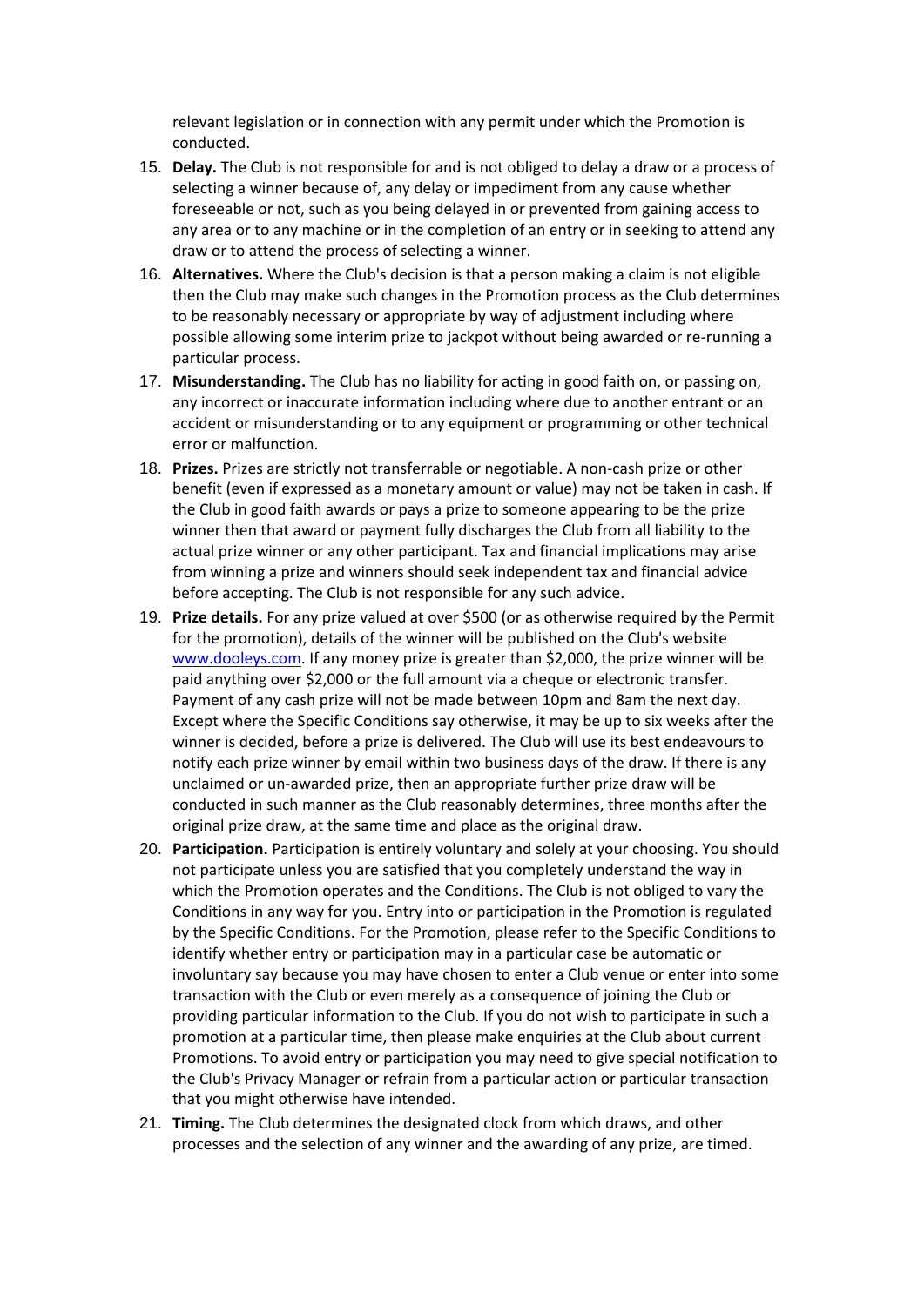relevant legislation or in connection with any permit under which the Promotion is conducted.

15. **Delay.** The Club is not responsible for and is not obliged to delay a draw or a process of selecting a winner because of, any delay or impediment from any cause whether foreseeable or not, such as you being delayed in or prevented from gaining access to any area or to any machine or in the completion of an entry or in seeking to attend any draw or to attend the process of selecting a winner.
16. **Alternatives.** Where the Club's decision is that a person making a claim is not eligible then the Club may make such changes in the Promotion process as the Club determines to be reasonably necessary or appropriate by way of adjustment including where possible allowing some interim prize to jackpot without being awarded or re-running a particular process.
17. **Misunderstanding.** The Club has no liability for acting in good faith on, or passing on, any incorrect or inaccurate information including where due to another entrant or an accident or misunderstanding or to any equipment or programming or other technical error or malfunction.
18. **Prizes.** Prizes are strictly not transferrable or negotiable. A non-cash prize or other benefit (even if expressed as a monetary amount or value) may not be taken in cash. If the Club in good faith awards or pays a prize to someone appearing to be the prize winner then that award or payment fully discharges the Club from all liability to the actual prize winner or any other participant. Tax and financial implications may arise from winning a prize and winners should seek independent tax and financial advice before accepting. The Club is not responsible for any such advice.
19. **Prize details.** For any prize valued at over $500 (or as otherwise required by the Permit for the promotion), details of the winner will be published on the Club's website [www.dooleys.com](http://www.dooleys.com). If any money prize is greater than $2,000, the prize winner will be paid anything over $2,000 or the full amount via a cheque or electronic transfer. Payment of any cash prize will not be made between 10pm and 8am the next day. Except where the Specific Conditions say otherwise, it may be up to six weeks after the winner is decided, before a prize is delivered. The Club will use its best endeavours to notify each prize winner by email within two business days of the draw. If there is any unclaimed or un-awarded prize, then an appropriate further prize draw will be conducted in such manner as the Club reasonably determines, three months after the original prize draw, at the same time and place as the original draw.
20. **Participation.** Participation is entirely voluntary and solely at your choosing. You should not participate unless you are satisfied that you completely understand the way in which the Promotion operates and the Conditions. The Club is not obliged to vary the Conditions in any way for you. Entry into or participation in the Promotion is regulated by the Specific Conditions. For the Promotion, please refer to the Specific Conditions to identify whether entry or participation may in a particular case be automatic or involuntary say because you may have chosen to enter a Club venue or enter into some transaction with the Club or even merely as a consequence of joining the Club or providing particular information to the Club. If you do not wish to participate in such a promotion at a particular time, then please make enquiries at the Club about current Promotions. To avoid entry or participation you may need to give special notification to the Club's Privacy Manager or refrain from a particular action or particular transaction that you might otherwise have intended.
21. **Timing.** The Club determines the designated clock from which draws, and other processes and the selection of any winner and the awarding of any prize, are timed.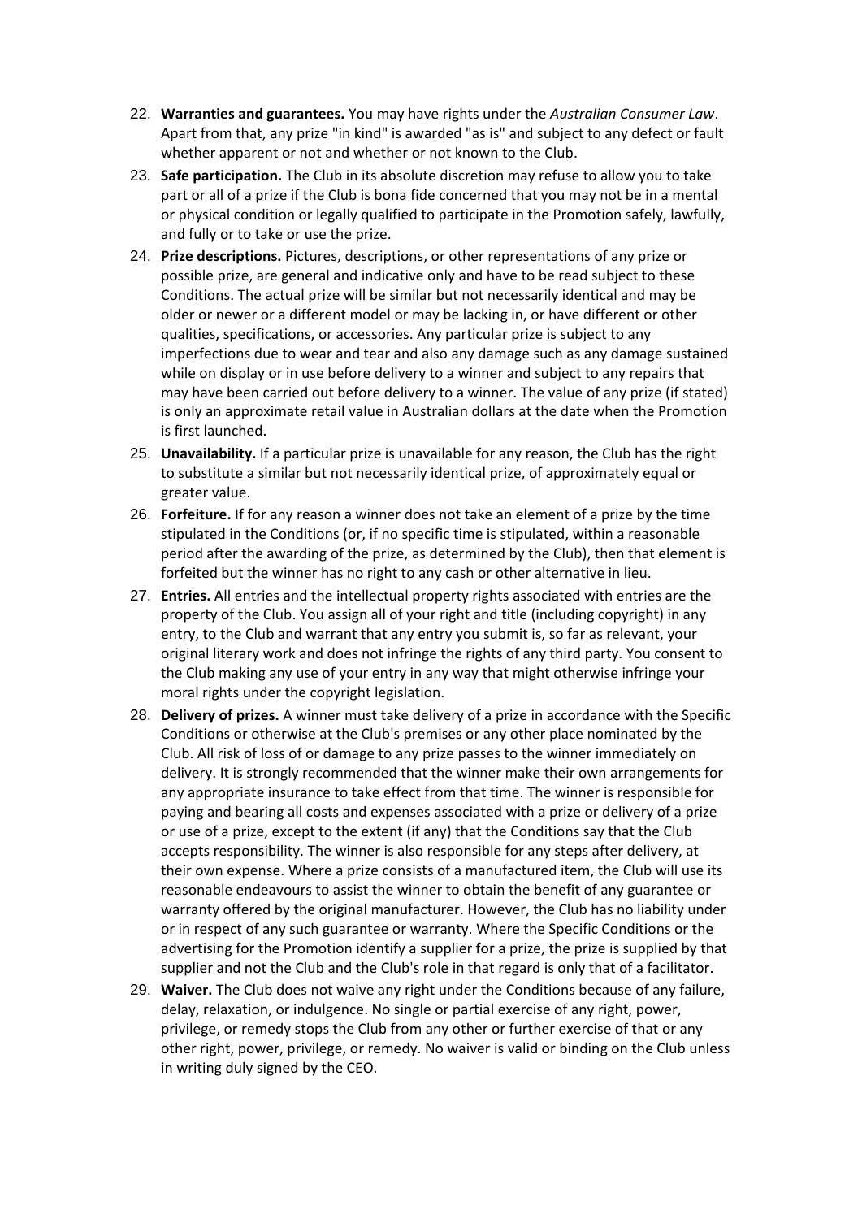22. **Warranties and guarantees.** You may have rights under the *Australian Consumer Law*. Apart from that, any prize "in kind" is awarded "as is" and subject to any defect or fault whether apparent or not and whether or not known to the Club.
23. **Safe participation.** The Club in its absolute discretion may refuse to allow you to take part or all of a prize if the Club is bona fide concerned that you may not be in a mental or physical condition or legally qualified to participate in the Promotion safely, lawfully, and fully or to take or use the prize.
24. **Prize descriptions.** Pictures, descriptions, or other representations of any prize or possible prize, are general and indicative only and have to be read subject to these Conditions. The actual prize will be similar but not necessarily identical and may be older or newer or a different model or may be lacking in, or have different or other qualities, specifications, or accessories. Any particular prize is subject to any imperfections due to wear and tear and also any damage such as any damage sustained while on display or in use before delivery to a winner and subject to any repairs that may have been carried out before delivery to a winner. The value of any prize (if stated) is only an approximate retail value in Australian dollars at the date when the Promotion is first launched.
25. **Unavailability.** If a particular prize is unavailable for any reason, the Club has the right to substitute a similar but not necessarily identical prize, of approximately equal or greater value.
26. **Forfeiture.** If for any reason a winner does not take an element of a prize by the time stipulated in the Conditions (or, if no specific time is stipulated, within a reasonable period after the awarding of the prize, as determined by the Club), then that element is forfeited but the winner has no right to any cash or other alternative in lieu.
27. **Entries.** All entries and the intellectual property rights associated with entries are the property of the Club. You assign all of your right and title (including copyright) in any entry, to the Club and warrant that any entry you submit is, so far as relevant, your original literary work and does not infringe the rights of any third party. You consent to the Club making any use of your entry in any way that might otherwise infringe your moral rights under the copyright legislation.
28. **Delivery of prizes.** A winner must take delivery of a prize in accordance with the Specific Conditions or otherwise at the Club's premises or any other place nominated by the Club. All risk of loss of or damage to any prize passes to the winner immediately on delivery. It is strongly recommended that the winner make their own arrangements for any appropriate insurance to take effect from that time. The winner is responsible for paying and bearing all costs and expenses associated with a prize or delivery of a prize or use of a prize, except to the extent (if any) that the Conditions say that the Club accepts responsibility. The winner is also responsible for any steps after delivery, at their own expense. Where a prize consists of a manufactured item, the Club will use its reasonable endeavours to assist the winner to obtain the benefit of any guarantee or warranty offered by the original manufacturer. However, the Club has no liability under or in respect of any such guarantee or warranty. Where the Specific Conditions or the advertising for the Promotion identify a supplier for a prize, the prize is supplied by that supplier and not the Club and the Club's role in that regard is only that of a facilitator.
29. **Waiver.** The Club does not waive any right under the Conditions because of any failure, delay, relaxation, or indulgence. No single or partial exercise of any right, power, privilege, or remedy stops the Club from any other or further exercise of that or any other right, power, privilege, or remedy. No waiver is valid or binding on the Club unless in writing duly signed by the CEO.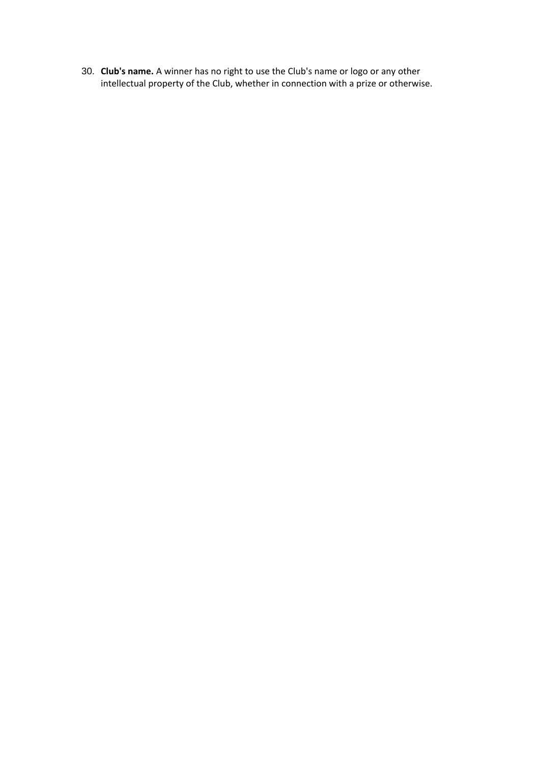30. **Club's name.** A winner has no right to use the Club's name or logo or any other intellectual property of the Club, whether in connection with a prize or otherwise.